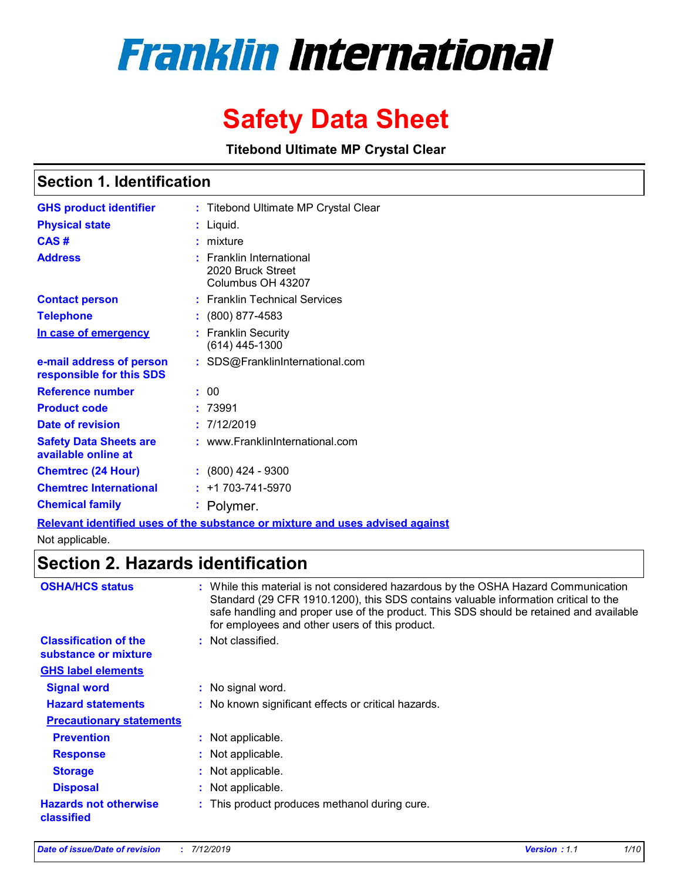# Franklin International

# Safety Data Sheet

**Titebond Ultimate MP Crystal Clear**

## Section 1. Identification

| | |
|---|---|
| **GHS product identifier** | : Titebond Ultimate MP Crystal Clear |
| **Physical state** | : Liquid. |
| **CAS #** | : mixture |
| **Address** | : Franklin International<br>2020 Bruck Street<br>Columbus OH 43207 |
| **Contact person** | : Franklin Technical Services |
| **Telephone** | : (800) 877-4583 |
| **In case of emergency** | : Franklin Security<br>(614) 445-1300 |
| **e-mail address of person responsible for this SDS** | : SDS@FranklinInternational.com |
| **Reference number** | : 00 |
| **Product code** | : 73991 |
| **Date of revision** | : 7/12/2019 |
| **Safety Data Sheets are available online at** | : www.FranklinInternational.com |
| **Chemtrec (24 Hour)** | : (800) 424 - 9300 |
| **Chemtrec International** | : +1 703-741-5970 |
| **Chemical family** | : Polymer. |

**Relevant identified uses of the substance or mixture and uses advised against**

Not applicable.

## Section 2. Hazards identification

| | |
|---|---|
| **OSHA/HCS status** | : While this material is not considered hazardous by the OSHA Hazard Communication Standard (29 CFR 1910.1200), this SDS contains valuable information critical to the safe handling and proper use of the product. This SDS should be retained and available for employees and other users of this product. |
| **Classification of the substance or mixture** | : Not classified. |

**GHS label elements**

| | |
|---|---|
| **Signal word** | : No signal word. |
| **Hazard statements** | : No known significant effects or critical hazards. |

**Precautionary statements**

| | |
|---|---|
| **Prevention** | : Not applicable. |
| **Response** | : Not applicable. |
| **Storage** | : Not applicable. |
| **Disposal** | : Not applicable. |
| **Hazards not otherwise classified** | : This product produces methanol during cure. |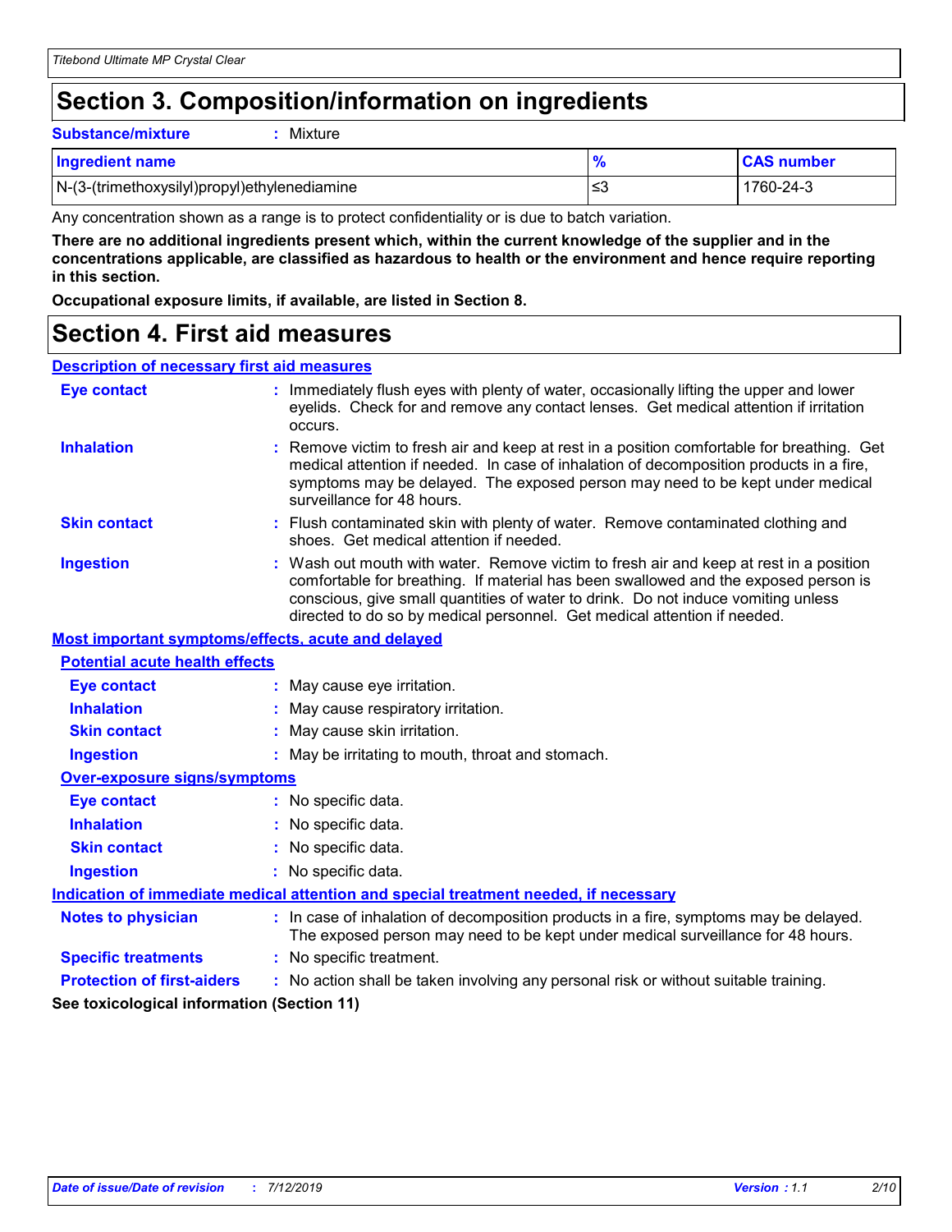# Section 3. Composition/information on ingredients

**Substance/mixture** : Mixture

| Ingredient name | % | CAS number |
|---|---|---|
| N-(3-(trimethoxysilyl)propyl)ethylenediamine | ≤3 | 1760-24-3 |

Any concentration shown as a range is to protect confidentiality or is due to batch variation.

**There are no additional ingredients present which, within the current knowledge of the supplier and in the concentrations applicable, are classified as hazardous to health or the environment and hence require reporting in this section.**

**Occupational exposure limits, if available, are listed in Section 8.**

# Section 4. First aid measures

## Description of necessary first aid measures

**Eye contact** : Immediately flush eyes with plenty of water, occasionally lifting the upper and lower eyelids. Check for and remove any contact lenses. Get medical attention if irritation occurs.

**Inhalation** : Remove victim to fresh air and keep at rest in a position comfortable for breathing. Get medical attention if needed. In case of inhalation of decomposition products in a fire, symptoms may be delayed. The exposed person may need to be kept under medical surveillance for 48 hours.

**Skin contact** : Flush contaminated skin with plenty of water. Remove contaminated clothing and shoes. Get medical attention if needed.

**Ingestion** : Wash out mouth with water. Remove victim to fresh air and keep at rest in a position comfortable for breathing. If material has been swallowed and the exposed person is conscious, give small quantities of water to drink. Do not induce vomiting unless directed to do so by medical personnel. Get medical attention if needed.

## Most important symptoms/effects, acute and delayed

### Potential acute health effects

**Eye contact** : May cause eye irritation.

**Inhalation** : May cause respiratory irritation.

**Skin contact** : May cause skin irritation.

**Ingestion** : May be irritating to mouth, throat and stomach.

### Over-exposure signs/symptoms

**Eye contact** : No specific data.

**Inhalation** : No specific data.

**Skin contact** : No specific data.

**Ingestion** : No specific data.

## Indication of immediate medical attention and special treatment needed, if necessary

**Notes to physician** : In case of inhalation of decomposition products in a fire, symptoms may be delayed. The exposed person may need to be kept under medical surveillance for 48 hours.

**Specific treatments** : No specific treatment.

**Protection of first-aiders** : No action shall be taken involving any personal risk or without suitable training.

**See toxicological information (Section 11)**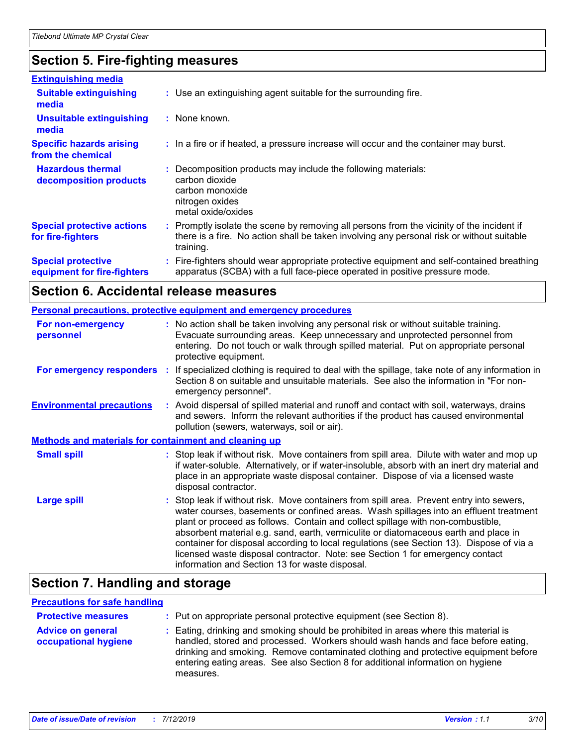## Section 5. Fire-fighting measures

### Extinguishing media

**Suitable extinguishing media** : Use an extinguishing agent suitable for the surrounding fire.

**Unsuitable extinguishing media** : None known.

**Specific hazards arising from the chemical** : In a fire or if heated, a pressure increase will occur and the container may burst.

**Hazardous thermal decomposition products** : Decomposition products may include the following materials:
carbon dioxide
carbon monoxide
nitrogen oxides
metal oxide/oxides

**Special protective actions for fire-fighters** : Promptly isolate the scene by removing all persons from the vicinity of the incident if there is a fire. No action shall be taken involving any personal risk or without suitable training.

**Special protective equipment for fire-fighters** : Fire-fighters should wear appropriate protective equipment and self-contained breathing apparatus (SCBA) with a full face-piece operated in positive pressure mode.

## Section 6. Accidental release measures

### Personal precautions, protective equipment and emergency procedures

**For non-emergency personnel** : No action shall be taken involving any personal risk or without suitable training. Evacuate surrounding areas. Keep unnecessary and unprotected personnel from entering. Do not touch or walk through spilled material. Put on appropriate personal protective equipment.

**For emergency responders** : If specialized clothing is required to deal with the spillage, take note of any information in Section 8 on suitable and unsuitable materials. See also the information in "For non-emergency personnel".

**Environmental precautions** : Avoid dispersal of spilled material and runoff and contact with soil, waterways, drains and sewers. Inform the relevant authorities if the product has caused environmental pollution (sewers, waterways, soil or air).

### Methods and materials for containment and cleaning up

**Small spill** : Stop leak if without risk. Move containers from spill area. Dilute with water and mop up if water-soluble. Alternatively, or if water-insoluble, absorb with an inert dry material and place in an appropriate waste disposal container. Dispose of via a licensed waste disposal contractor.

**Large spill** : Stop leak if without risk. Move containers from spill area. Prevent entry into sewers, water courses, basements or confined areas. Wash spillages into an effluent treatment plant or proceed as follows. Contain and collect spillage with non-combustible, absorbent material e.g. sand, earth, vermiculite or diatomaceous earth and place in container for disposal according to local regulations (see Section 13). Dispose of via a licensed waste disposal contractor. Note: see Section 1 for emergency contact information and Section 13 for waste disposal.

## Section 7. Handling and storage

### Precautions for safe handling

**Protective measures** : Put on appropriate personal protective equipment (see Section 8).

**Advice on general occupational hygiene** : Eating, drinking and smoking should be prohibited in areas where this material is handled, stored and processed. Workers should wash hands and face before eating, drinking and smoking. Remove contaminated clothing and protective equipment before entering eating areas. See also Section 8 for additional information on hygiene measures.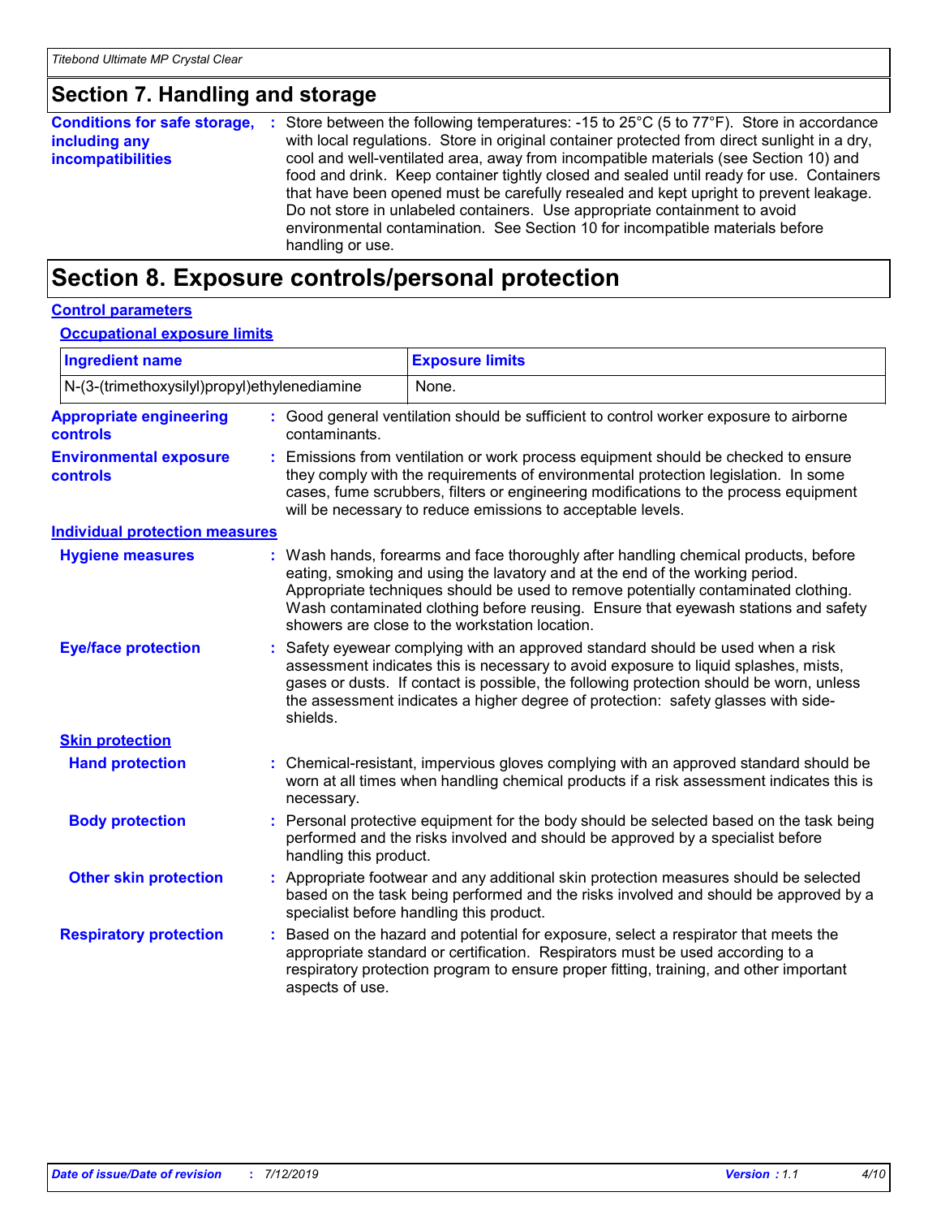## Section 7. Handling and storage

**Conditions for safe storage, including any incompatibilities** : Store between the following temperatures: -15 to 25°C (5 to 77°F). Store in accordance with local regulations. Store in original container protected from direct sunlight in a dry, cool and well-ventilated area, away from incompatible materials (see Section 10) and food and drink. Keep container tightly closed and sealed until ready for use. Containers that have been opened must be carefully resealed and kept upright to prevent leakage. Do not store in unlabeled containers. Use appropriate containment to avoid environmental contamination. See Section 10 for incompatible materials before handling or use.

## Section 8. Exposure controls/personal protection

### Control parameters

#### Occupational exposure limits

| Ingredient name | Exposure limits |
|---|---|
| N-(3-(trimethoxysilyl)propyl)ethylenediamine | None. |

**Appropriate engineering controls** : Good general ventilation should be sufficient to control worker exposure to airborne contaminants.

**Environmental exposure controls** : Emissions from ventilation or work process equipment should be checked to ensure they comply with the requirements of environmental protection legislation. In some cases, fume scrubbers, filters or engineering modifications to the process equipment will be necessary to reduce emissions to acceptable levels.

### Individual protection measures

**Hygiene measures** : Wash hands, forearms and face thoroughly after handling chemical products, before eating, smoking and using the lavatory and at the end of the working period. Appropriate techniques should be used to remove potentially contaminated clothing. Wash contaminated clothing before reusing. Ensure that eyewash stations and safety showers are close to the workstation location.

**Eye/face protection** : Safety eyewear complying with an approved standard should be used when a risk assessment indicates this is necessary to avoid exposure to liquid splashes, mists, gases or dusts. If contact is possible, the following protection should be worn, unless the assessment indicates a higher degree of protection: safety glasses with side-shields.

#### Skin protection

**Hand protection** : Chemical-resistant, impervious gloves complying with an approved standard should be worn at all times when handling chemical products if a risk assessment indicates this is necessary.

**Body protection** : Personal protective equipment for the body should be selected based on the task being performed and the risks involved and should be approved by a specialist before handling this product.

**Other skin protection** : Appropriate footwear and any additional skin protection measures should be selected based on the task being performed and the risks involved and should be approved by a specialist before handling this product.

**Respiratory protection** : Based on the hazard and potential for exposure, select a respirator that meets the appropriate standard or certification. Respirators must be used according to a respiratory protection program to ensure proper fitting, training, and other important aspects of use.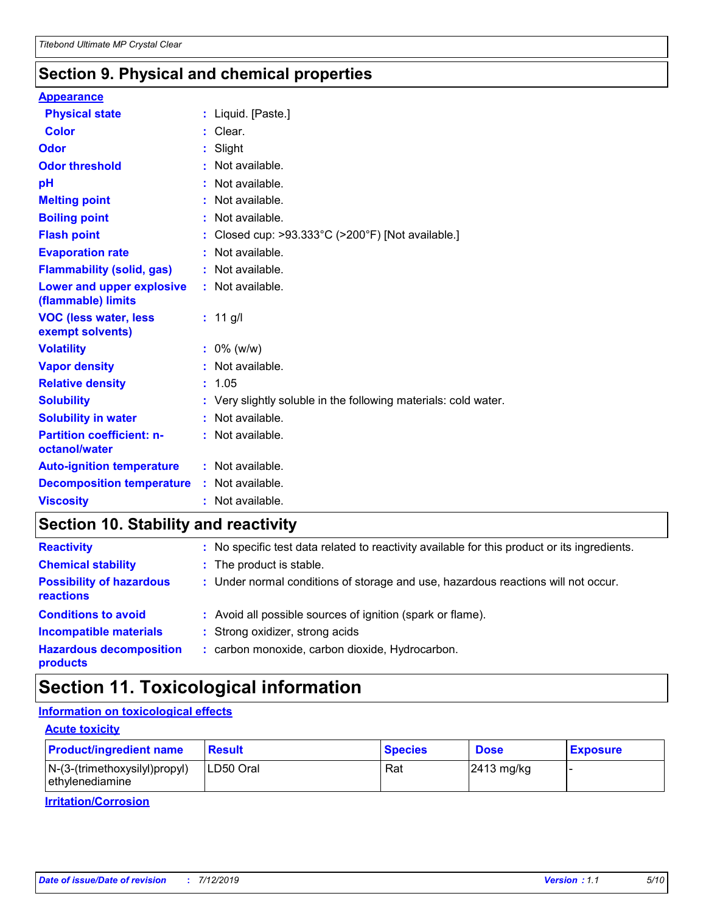## Section 9. Physical and chemical properties

**Appearance**

| | |
|---|---|
| **Physical state** | : Liquid. [Paste.] |
| **Color** | : Clear. |
| **Odor** | : Slight |
| **Odor threshold** | : Not available. |
| **pH** | : Not available. |
| **Melting point** | : Not available. |
| **Boiling point** | : Not available. |
| **Flash point** | : Closed cup: >93.333°C (>200°F) [Not available.] |
| **Evaporation rate** | : Not available. |
| **Flammability (solid, gas)** | : Not available. |
| **Lower and upper explosive (flammable) limits** | : Not available. |
| **VOC (less water, less exempt solvents)** | : 11 g/l |
| **Volatility** | : 0% (w/w) |
| **Vapor density** | : Not available. |
| **Relative density** | : 1.05 |
| **Solubility** | : Very slightly soluble in the following materials: cold water. |
| **Solubility in water** | : Not available. |
| **Partition coefficient: n-octanol/water** | : Not available. |
| **Auto-ignition temperature** | : Not available. |
| **Decomposition temperature** | : Not available. |
| **Viscosity** | : Not available. |

## Section 10. Stability and reactivity

| | |
|---|---|
| **Reactivity** | : No specific test data related to reactivity available for this product or its ingredients. |
| **Chemical stability** | : The product is stable. |
| **Possibility of hazardous reactions** | : Under normal conditions of storage and use, hazardous reactions will not occur. |
| **Conditions to avoid** | : Avoid all possible sources of ignition (spark or flame). |
| **Incompatible materials** | : Strong oxidizer, strong acids |
| **Hazardous decomposition products** | : carbon monoxide, carbon dioxide, Hydrocarbon. |

# Section 11. Toxicological information

**Information on toxicological effects**

**Acute toxicity**

| Product/ingredient name | Result | Species | Dose | Exposure |
|---|---|---|---|---|
| N-(3-(trimethoxysilyl)propyl) ethylenediamine | LD50 Oral | Rat | 2413 mg/kg | - |

**Irritation/Corrosion**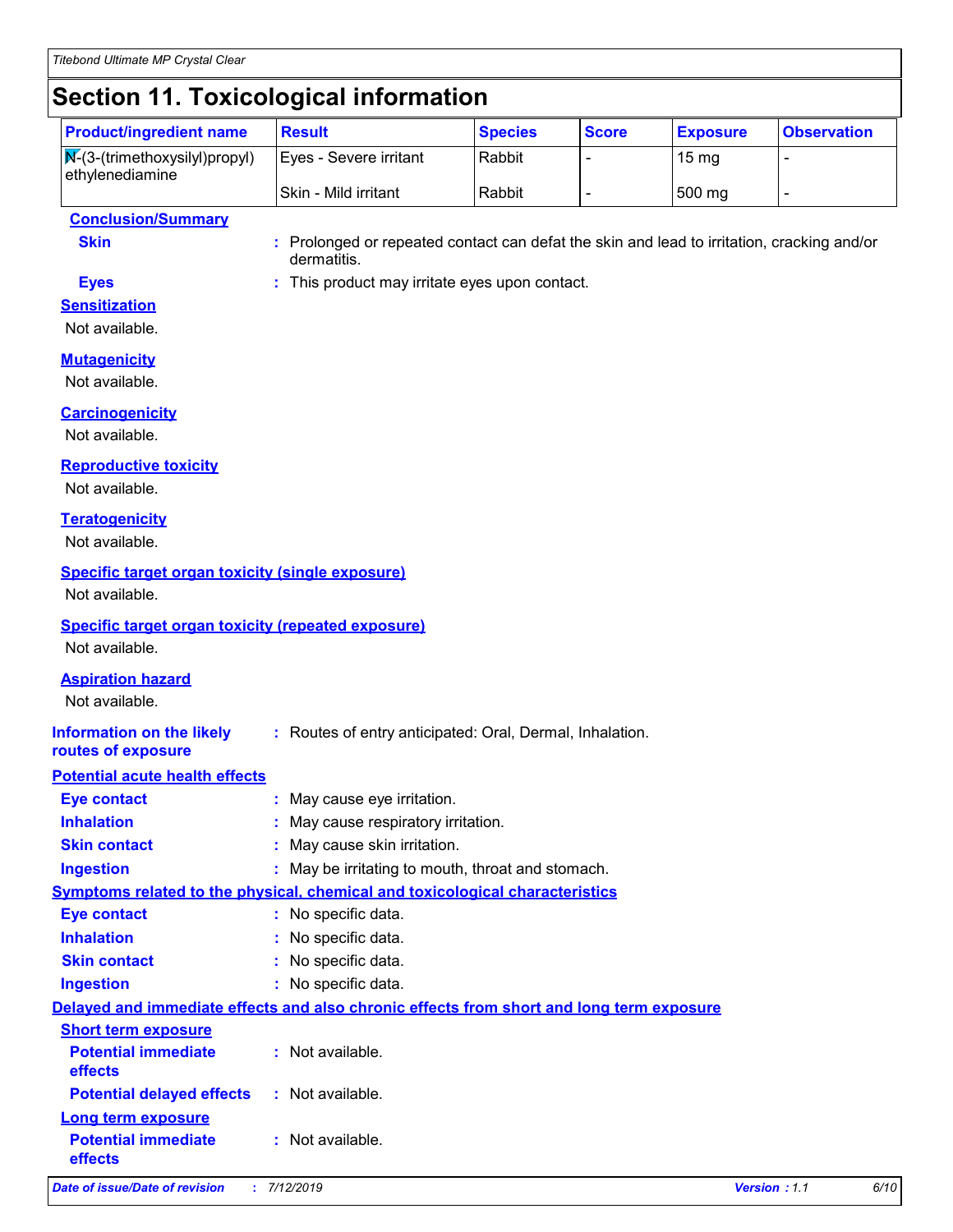# Section 11. Toxicological information

| Product/ingredient name | Result | Species | Score | Exposure | Observation |
|---|---|---|---|---|---|
| N-(3-(trimethoxysilyl)propyl) ethylenediamine | Eyes - Severe irritant | Rabbit | - | 15 mg | - |
| | Skin - Mild irritant | Rabbit | - | 500 mg | - |

**Conclusion/Summary**

**Skin** : Prolonged or repeated contact can defat the skin and lead to irritation, cracking and/or dermatitis.

**Eyes** : This product may irritate eyes upon contact.

**Sensitization**

Not available.

**Mutagenicity**

Not available.

**Carcinogenicity**

Not available.

**Reproductive toxicity**

Not available.

**Teratogenicity**

Not available.

**Specific target organ toxicity (single exposure)**

Not available.

**Specific target organ toxicity (repeated exposure)**

Not available.

**Aspiration hazard**

Not available.

**Information on the likely routes of exposure** : Routes of entry anticipated: Oral, Dermal, Inhalation.

**Potential acute health effects**

**Eye contact** : May cause eye irritation.

**Inhalation** : May cause respiratory irritation.

**Skin contact** : May cause skin irritation.

**Ingestion** : May be irritating to mouth, throat and stomach.

**Symptoms related to the physical, chemical and toxicological characteristics**

**Eye contact** : No specific data.

**Inhalation** : No specific data.

**Skin contact** : No specific data.

**Ingestion** : No specific data.

**Delayed and immediate effects and also chronic effects from short and long term exposure**

**Short term exposure**

**Potential immediate effects** : Not available.

**Potential delayed effects** : Not available.

**Long term exposure**

**Potential immediate effects** : Not available.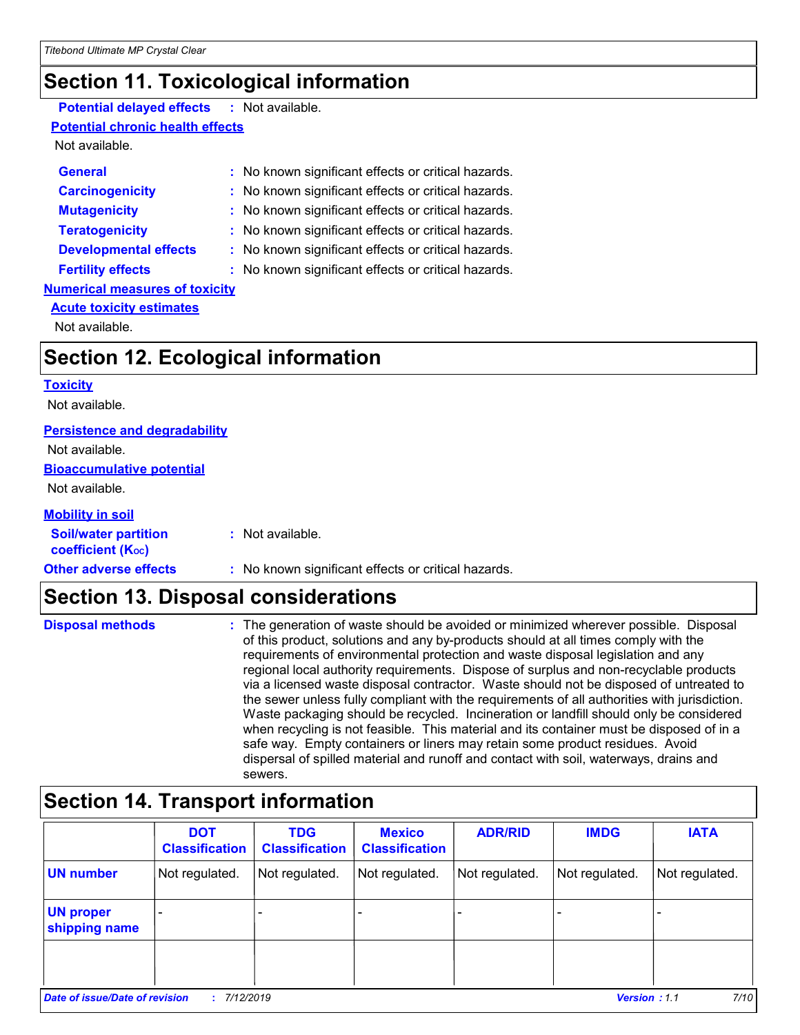## Section 11. Toxicological information

**Potential delayed effects** : Not available.

**Potential chronic health effects**

Not available.

**General** : No known significant effects or critical hazards.

**Carcinogenicity** : No known significant effects or critical hazards.

**Mutagenicity** : No known significant effects or critical hazards.

**Teratogenicity** : No known significant effects or critical hazards.

**Developmental effects** : No known significant effects or critical hazards.

**Fertility effects** : No known significant effects or critical hazards.

**Numerical measures of toxicity**

**Acute toxicity estimates**

Not available.

## Section 12. Ecological information

**Toxicity**

Not available.

**Persistence and degradability**

Not available.

**Bioaccumulative potential**

Not available.

**Mobility in soil**

**Soil/water partition coefficient ($K_{OC}$)** : Not available.

**Other adverse effects** : No known significant effects or critical hazards.

## Section 13. Disposal considerations

**Disposal methods** : The generation of waste should be avoided or minimized wherever possible. Disposal of this product, solutions and any by-products should at all times comply with the requirements of environmental protection and waste disposal legislation and any regional local authority requirements. Dispose of surplus and non-recyclable products via a licensed waste disposal contractor. Waste should not be disposed of untreated to the sewer unless fully compliant with the requirements of all authorities with jurisdiction. Waste packaging should be recycled. Incineration or landfill should only be considered when recycling is not feasible. This material and its container must be disposed of in a safe way. Empty containers or liners may retain some product residues. Avoid dispersal of spilled material and runoff and contact with soil, waterways, drains and sewers.

## Section 14. Transport information

| | DOT Classification | TDG Classification | Mexico Classification | ADR/RID | IMDG | IATA |
|---|---|---|---|---|---|---|
| UN number | Not regulated. | Not regulated. | Not regulated. | Not regulated. | Not regulated. | Not regulated. |
| UN proper shipping name | - | - | - | - | - | - |
| | | | | | | |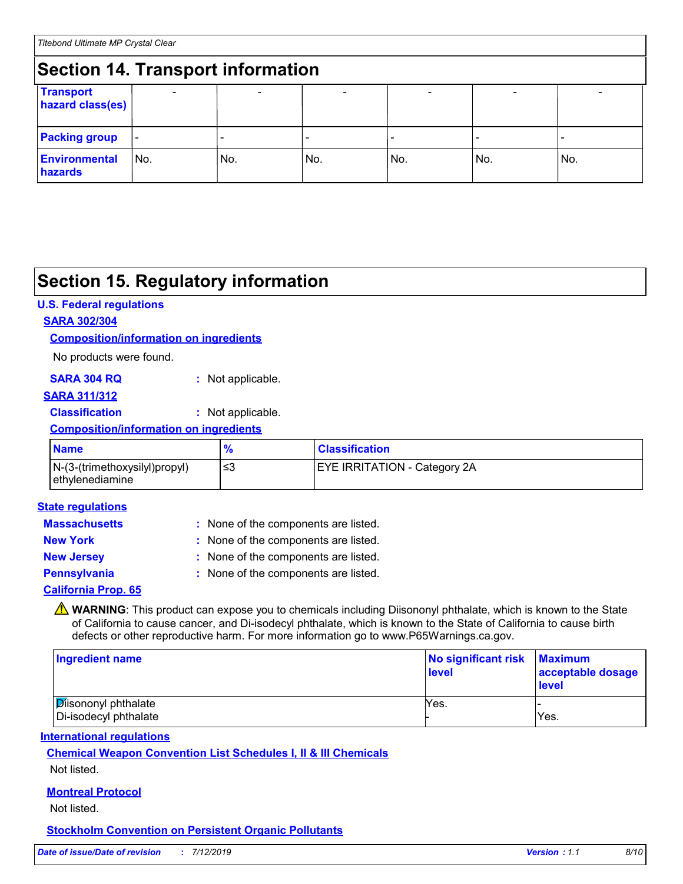## Section 14. Transport information

| | | | | | | |
|---|---|---|---|---|---|---|
| **Transport hazard class(es)** | - | - | - | - | - | - |
| **Packing group** | - | - | - | - | - | - |
| **Environmental hazards** | No. | No. | No. | No. | No. | No. |

## Section 15. Regulatory information

### U.S. Federal regulations

**SARA 302/304**

**Composition/information on ingredients**

No products were found.

**SARA 304 RQ** : Not applicable.

**SARA 311/312**

**Classification** : Not applicable.

**Composition/information on ingredients**

| Name | % | Classification |
|---|---|---|
| N-(3-(trimethoxysilyl)propyl) ethylenediamine | ≤3 | EYE IRRITATION - Category 2A |

### State regulations

**Massachusetts** : None of the components are listed.

**New York** : None of the components are listed.

**New Jersey** : None of the components are listed.

**Pennsylvania** : None of the components are listed.

**California Prop. 65**

⚠ **WARNING**: This product can expose you to chemicals including Diisononyl phthalate, which is known to the State of California to cause cancer, and Di-isodecyl phthalate, which is known to the State of California to cause birth defects or other reproductive harm. For more information go to www.P65Warnings.ca.gov.

| Ingredient name | No significant risk level | Maximum acceptable dosage level |
|---|---|---|
| Diisononyl phthalate | Yes. | - |
| Di-isodecyl phthalate | - | Yes. |

### International regulations

**Chemical Weapon Convention List Schedules I, II & III Chemicals**

Not listed.

**Montreal Protocol**

Not listed.

**Stockholm Convention on Persistent Organic Pollutants**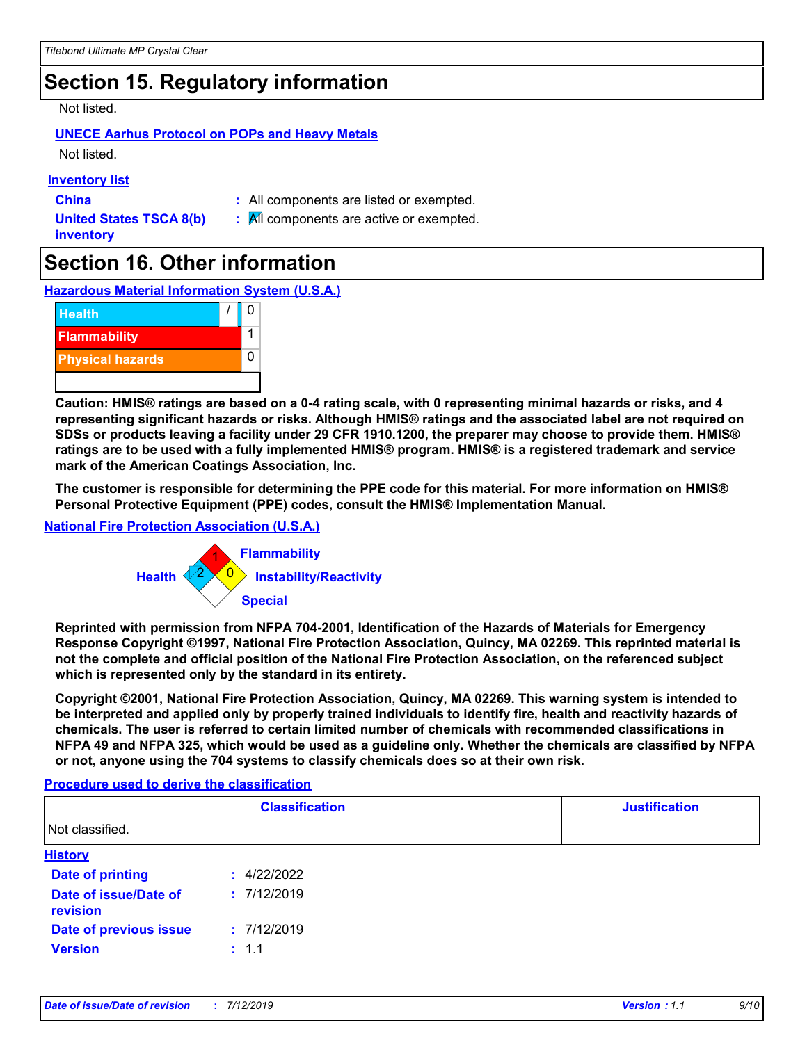# Section 15. Regulatory information

Not listed.

**UNECE Aarhus Protocol on POPs and Heavy Metals**

Not listed.

**Inventory list**

**China** : All components are listed or exempted.

**United States TSCA 8(b) inventory** : All components are active or exempted.

# Section 16. Other information

**Hazardous Material Information System (U.S.A.)**

| | | |
|---|---|---|
| Health | / | 0 |
| Flammability | | 1 |
| Physical hazards | | 0 |
| | | |

**Caution: HMIS® ratings are based on a 0-4 rating scale, with 0 representing minimal hazards or risks, and 4 representing significant hazards or risks. Although HMIS® ratings and the associated label are not required on SDSs or products leaving a facility under 29 CFR 1910.1200, the preparer may choose to provide them. HMIS® ratings are to be used with a fully implemented HMIS® program. HMIS® is a registered trademark and service mark of the American Coatings Association, Inc.**

**The customer is responsible for determining the PPE code for this material. For more information on HMIS® Personal Protective Equipment (PPE) codes, consult the HMIS® Implementation Manual.**

**National Fire Protection Association (U.S.A.)**

Flammability: 1
Health: 2
Instability/Reactivity: 0
Special:

**Reprinted with permission from NFPA 704-2001, Identification of the Hazards of Materials for Emergency Response Copyright ©1997, National Fire Protection Association, Quincy, MA 02269. This reprinted material is not the complete and official position of the National Fire Protection Association, on the referenced subject which is represented only by the standard in its entirety.**

**Copyright ©2001, National Fire Protection Association, Quincy, MA 02269. This warning system is intended to be interpreted and applied only by properly trained individuals to identify fire, health and reactivity hazards of chemicals. The user is referred to certain limited number of chemicals with recommended classifications in NFPA 49 and NFPA 325, which would be used as a guideline only. Whether the chemicals are classified by NFPA or not, anyone using the 704 systems to classify chemicals does so at their own risk.**

**Procedure used to derive the classification**

| Classification | Justification |
|---|---|
| Not classified. | |

**History**

**Date of printing** : 4/22/2022

**Date of issue/Date of revision** : 7/12/2019

**Date of previous issue** : 7/12/2019

**Version** : 1.1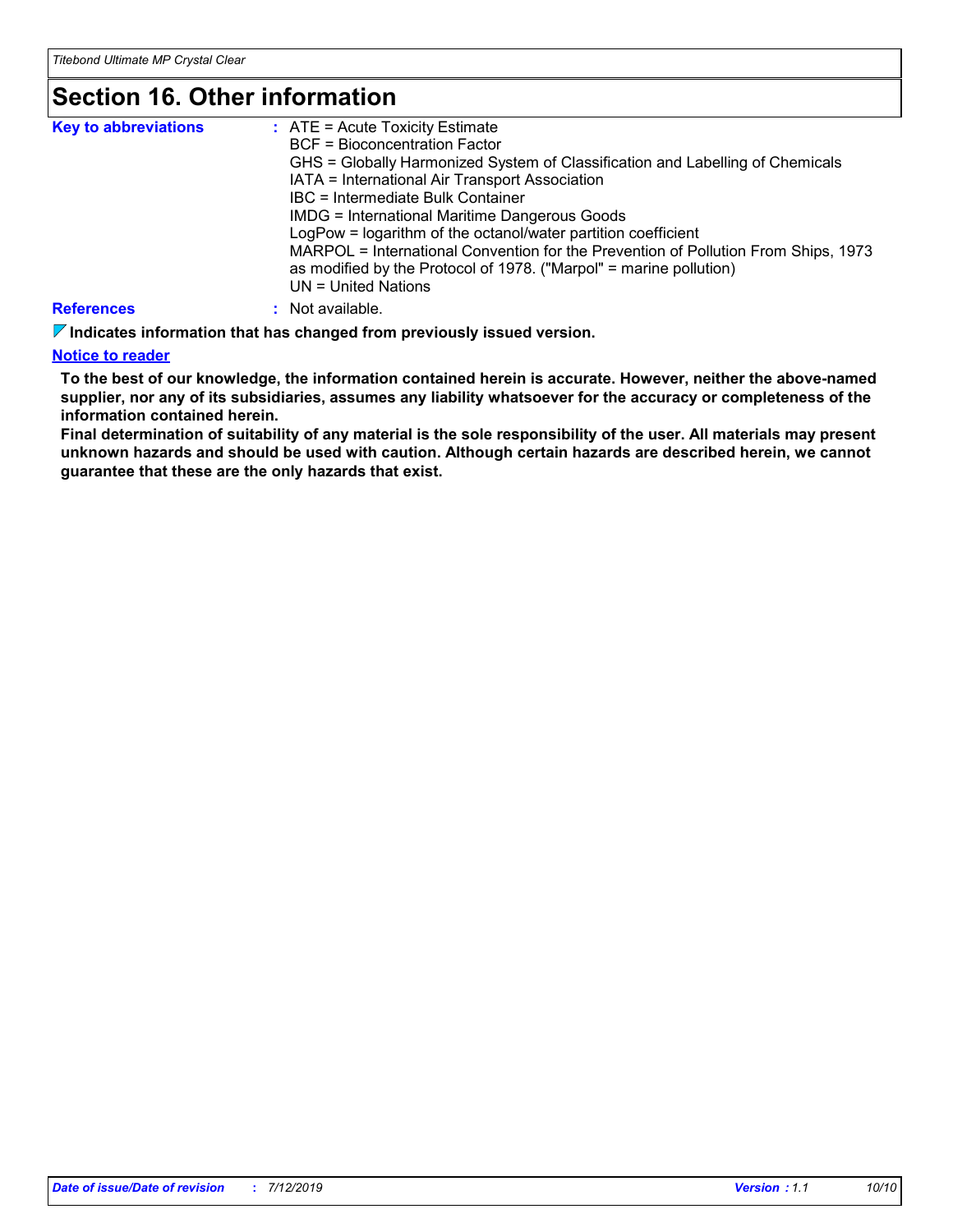## Section 16. Other information

**Key to abbreviations** : ATE = Acute Toxicity Estimate
BCF = Bioconcentration Factor
GHS = Globally Harmonized System of Classification and Labelling of Chemicals
IATA = International Air Transport Association
IBC = Intermediate Bulk Container
IMDG = International Maritime Dangerous Goods
LogPow = logarithm of the octanol/water partition coefficient
MARPOL = International Convention for the Prevention of Pollution From Ships, 1973 as modified by the Protocol of 1978. ("Marpol" = marine pollution)
UN = United Nations

**References** : Not available.

**Indicates information that has changed from previously issued version.**

**Notice to reader**

**To the best of our knowledge, the information contained herein is accurate. However, neither the above-named supplier, nor any of its subsidiaries, assumes any liability whatsoever for the accuracy or completeness of the information contained herein.**
**Final determination of suitability of any material is the sole responsibility of the user. All materials may present unknown hazards and should be used with caution. Although certain hazards are described herein, we cannot guarantee that these are the only hazards that exist.**